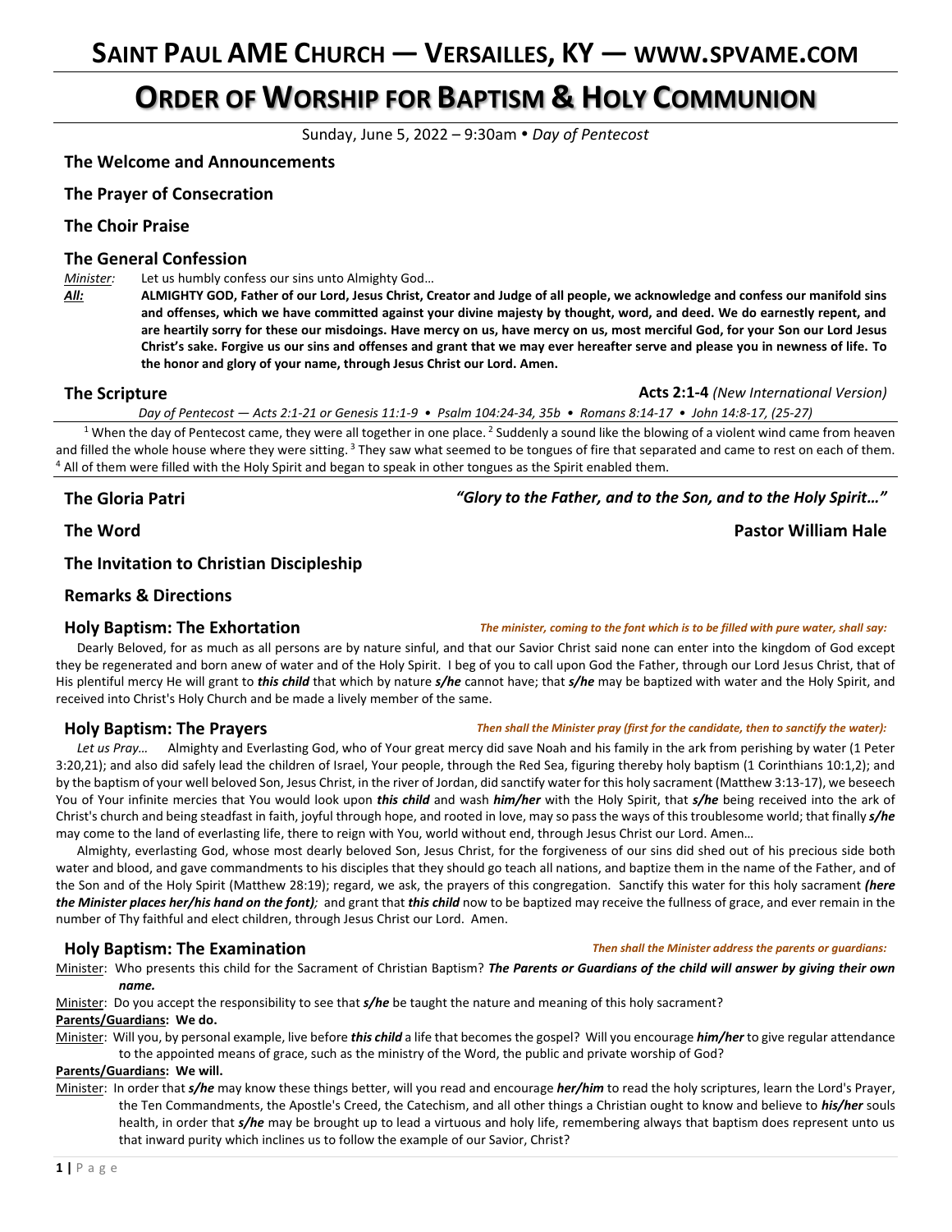# SAINT PAUL AME CHURCH — VERSAILLES, KY — WWW.SPVAME.COM

# ORDER OF WORSHIP FOR BAPTISM & HOLY COMMUNION

Sunday, June 5, 2022 – 9:30am • *Day of Pentecost*

## The Welcome and Announcements

## The Prayer of Consecration

## The Choir Praise

## The General Confession

*Minister:* Let us humbly confess our sins unto Almighty God…

***All:*** **ALMIGHTY GOD, Father of our Lord, Jesus Christ, Creator and Judge of all people, we acknowledge and confess our manifold sins and offenses, which we have committed against your divine majesty by thought, word, and deed. We do earnestly repent, and are heartily sorry for these our misdoings. Have mercy on us, have mercy on us, most merciful God, for your Son our Lord Jesus Christ's sake. Forgive us our sins and offenses and grant that we may ever hereafter serve and please you in newness of life. To the honor and glory of your name, through Jesus Christ our Lord. Amen.**

## The Scripture — **Acts 2:1-4** *(New International Version)*

*Day of Pentecost — Acts 2:1-21 or Genesis 11:1-9 • Psalm 104:24-34, 35b • Romans 8:14-17 • John 14:8-17, (25-27)*

[1] When the day of Pentecost came, they were all together in one place. [2] Suddenly a sound like the blowing of a violent wind came from heaven and filled the whole house where they were sitting. [3] They saw what seemed to be tongues of fire that separated and came to rest on each of them. [4] All of them were filled with the Holy Spirit and began to speak in other tongues as the Spirit enabled them.

## The Gloria Patri — *"Glory to the Father, and to the Son, and to the Holy Spirit…"*

## The Word — Pastor William Hale

## The Invitation to Christian Discipleship

## Remarks & Directions

## Holy Baptism: The Exhortation

*The minister, coming to the font which is to be filled with pure water, shall say:*

Dearly Beloved, for as much as all persons are by nature sinful, and that our Savior Christ said none can enter into the kingdom of God except they be regenerated and born anew of water and of the Holy Spirit. I beg of you to call upon God the Father, through our Lord Jesus Christ, that of His plentiful mercy He will grant to ***this child*** that which by nature ***s/he*** cannot have; that ***s/he*** may be baptized with water and the Holy Spirit, and received into Christ's Holy Church and be made a lively member of the same.

## Holy Baptism: The Prayers

*Then shall the Minister pray (first for the candidate, then to sanctify the water):*

*Let us Pray…* Almighty and Everlasting God, who of Your great mercy did save Noah and his family in the ark from perishing by water (1 Peter 3:20,21); and also did safely lead the children of Israel, Your people, through the Red Sea, figuring thereby holy baptism (1 Corinthians 10:1,2); and by the baptism of your well beloved Son, Jesus Christ, in the river of Jordan, did sanctify water for this holy sacrament (Matthew 3:13-17), we beseech You of Your infinite mercies that You would look upon ***this child*** and wash ***him/her*** with the Holy Spirit, that ***s/he*** being received into the ark of Christ's church and being steadfast in faith, joyful through hope, and rooted in love, may so pass the ways of this troublesome world; that finally ***s/he*** may come to the land of everlasting life, there to reign with You, world without end, through Jesus Christ our Lord. Amen…

Almighty, everlasting God, whose most dearly beloved Son, Jesus Christ, for the forgiveness of our sins did shed out of his precious side both water and blood, and gave commandments to his disciples that they should go teach all nations, and baptize them in the name of the Father, and of the Son and of the Holy Spirit (Matthew 28:19); regard, we ask, the prayers of this congregation. Sanctify this water for this holy sacrament ***(here the Minister places her/his hand on the font)***; and grant that ***this child*** now to be baptized may receive the fullness of grace, and ever remain in the number of Thy faithful and elect children, through Jesus Christ our Lord. Amen.

## Holy Baptism: The Examination

*Then shall the Minister address the parents or guardians:*

Minister: Who presents this child for the Sacrament of Christian Baptism? ***The Parents or Guardians of the child will answer by giving their own name.***

Minister: Do you accept the responsibility to see that ***s/he*** be taught the nature and meaning of this holy sacrament?

**Parents/Guardians: We do.**

Minister: Will you, by personal example, live before ***this child*** a life that becomes the gospel? Will you encourage ***him/her*** to give regular attendance to the appointed means of grace, such as the ministry of the Word, the public and private worship of God?

**Parents/Guardians: We will.**

Minister: In order that ***s/he*** may know these things better, will you read and encourage ***her/him*** to read the holy scriptures, learn the Lord's Prayer, the Ten Commandments, the Apostle's Creed, the Catechism, and all other things a Christian ought to know and believe to ***his/her*** souls health, in order that ***s/he*** may be brought up to lead a virtuous and holy life, remembering always that baptism does represent unto us that inward purity which inclines us to follow the example of our Savior, Christ?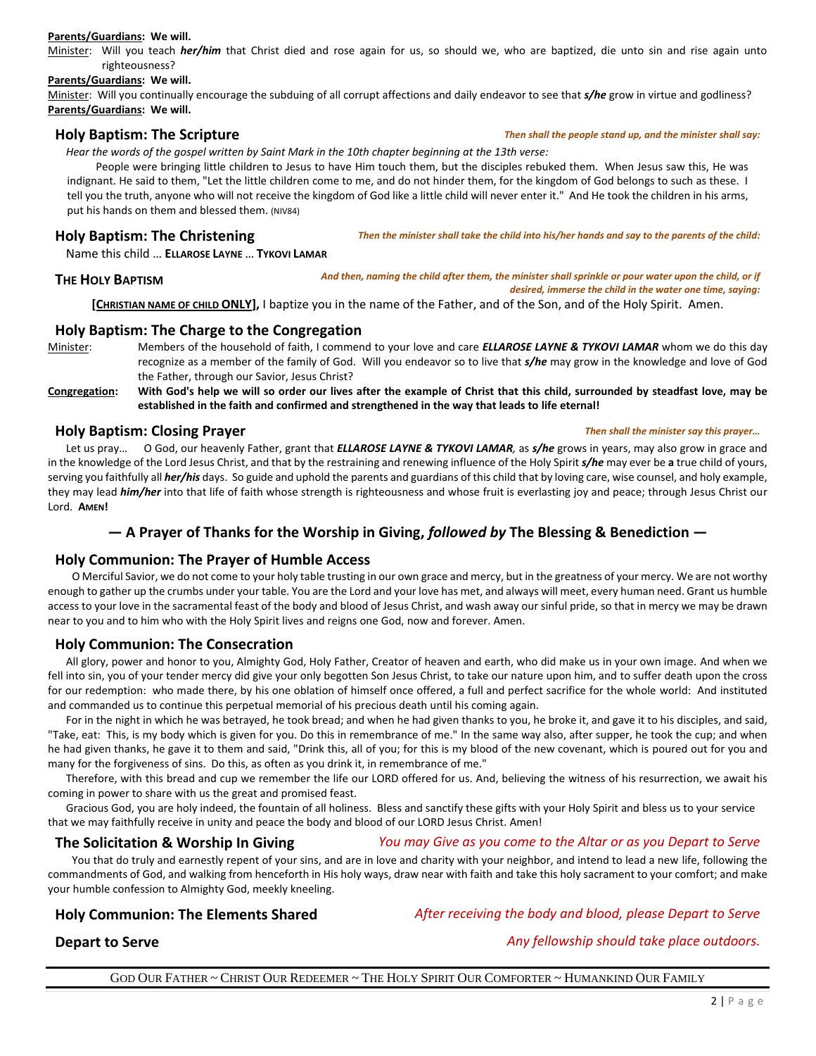**Parents/Guardians: We will.**

Minister: Will you teach ***her/him*** that Christ died and rose again for us, so should we, who are baptized, die unto sin and rise again unto righteousness?

**Parents/Guardians: We will.**

Minister: Will you continually encourage the subduing of all corrupt affections and daily endeavor to see that ***s/he*** grow in virtue and godliness?

**Parents/Guardians: We will.**

## Holy Baptism: The Scripture

***Then shall the people stand up, and the minister shall say:***

*Hear the words of the gospel written by Saint Mark in the 10th chapter beginning at the 13th verse:*

People were bringing little children to Jesus to have Him touch them, but the disciples rebuked them. When Jesus saw this, He was indignant. He said to them, "Let the little children come to me, and do not hinder them, for the kingdom of God belongs to such as these. I tell you the truth, anyone who will not receive the kingdom of God like a little child will never enter it." And He took the children in his arms, put his hands on them and blessed them. (NIV84)

## Holy Baptism: The Christening

***Then the minister shall take the child into his/her hands and say to the parents of the child:***

Name this child … **ELLAROSE LAYNE** … **TYKOVI LAMAR**

## THE HOLY BAPTISM

***And then, naming the child after them, the minister shall sprinkle or pour water upon the child, or if desired, immerse the child in the water one time, saying:***

**[CHRISTIAN NAME OF CHILD ONLY],** I baptize you in the name of the Father, and of the Son, and of the Holy Spirit. Amen.

## Holy Baptism: The Charge to the Congregation

Minister: Members of the household of faith, I commend to your love and care ***ELLAROSE LAYNE & TYKOVI LAMAR*** whom we do this day recognize as a member of the family of God. Will you endeavor so to live that ***s/he*** may grow in the knowledge and love of God the Father, through our Savior, Jesus Christ?

**Congregation: With God's help we will so order our lives after the example of Christ that this child, surrounded by steadfast love, may be established in the faith and confirmed and strengthened in the way that leads to life eternal!**

## Holy Baptism: Closing Prayer

***Then shall the minister say this prayer…***

Let us pray… O God, our heavenly Father, grant that ***ELLAROSE LAYNE & TYKOVI LAMAR****,* as ***s/he*** grows in years, may also grow in grace and in the knowledge of the Lord Jesus Christ, and that by the restraining and renewing influence of the Holy Spirit ***s/he*** may ever be **a** true child of yours, serving you faithfully all ***her/his*** days. So guide and uphold the parents and guardians of this child that by loving care, wise counsel, and holy example, they may lead ***him/her*** into that life of faith whose strength is righteousness and whose fruit is everlasting joy and peace; through Jesus Christ our Lord. **AMEN!**

## — A Prayer of Thanks for the Worship in Giving, *followed by* The Blessing & Benediction —

## Holy Communion: The Prayer of Humble Access

O Merciful Savior, we do not come to your holy table trusting in our own grace and mercy, but in the greatness of your mercy. We are not worthy enough to gather up the crumbs under your table. You are the Lord and your love has met, and always will meet, every human need. Grant us humble access to your love in the sacramental feast of the body and blood of Jesus Christ, and wash away our sinful pride, so that in mercy we may be drawn near to you and to him who with the Holy Spirit lives and reigns one God, now and forever. Amen.

## Holy Communion: The Consecration

All glory, power and honor to you, Almighty God, Holy Father, Creator of heaven and earth, who did make us in your own image. And when we fell into sin, you of your tender mercy did give your only begotten Son Jesus Christ, to take our nature upon him, and to suffer death upon the cross for our redemption: who made there, by his one oblation of himself once offered, a full and perfect sacrifice for the whole world: And instituted and commanded us to continue this perpetual memorial of his precious death until his coming again.

For in the night in which he was betrayed, he took bread; and when he had given thanks to you, he broke it, and gave it to his disciples, and said, "Take, eat: This, is my body which is given for you. Do this in remembrance of me." In the same way also, after supper, he took the cup; and when he had given thanks, he gave it to them and said, "Drink this, all of you; for this is my blood of the new covenant, which is poured out for you and many for the forgiveness of sins. Do this, as often as you drink it, in remembrance of me."

Therefore, with this bread and cup we remember the life our LORD offered for us. And, believing the witness of his resurrection, we await his coming in power to share with us the great and promised feast.

Gracious God, you are holy indeed, the fountain of all holiness. Bless and sanctify these gifts with your Holy Spirit and bless us to your service that we may faithfully receive in unity and peace the body and blood of our LORD Jesus Christ. Amen!

## The Solicitation & Worship In Giving

*You may Give as you come to the Altar or as you Depart to Serve*

You that do truly and earnestly repent of your sins, and are in love and charity with your neighbor, and intend to lead a new life, following the commandments of God, and walking from henceforth in His holy ways, draw near with faith and take this holy sacrament to your comfort; and make your humble confession to Almighty God, meekly kneeling.

## Holy Communion: The Elements Shared

*After receiving the body and blood, please Depart to Serve*

## Depart to Serve

*Any fellowship should take place outdoors.*

GOD OUR FATHER ~ CHRIST OUR REDEEMER ~ THE HOLY SPIRIT OUR COMFORTER ~ HUMANKIND OUR FAMILY